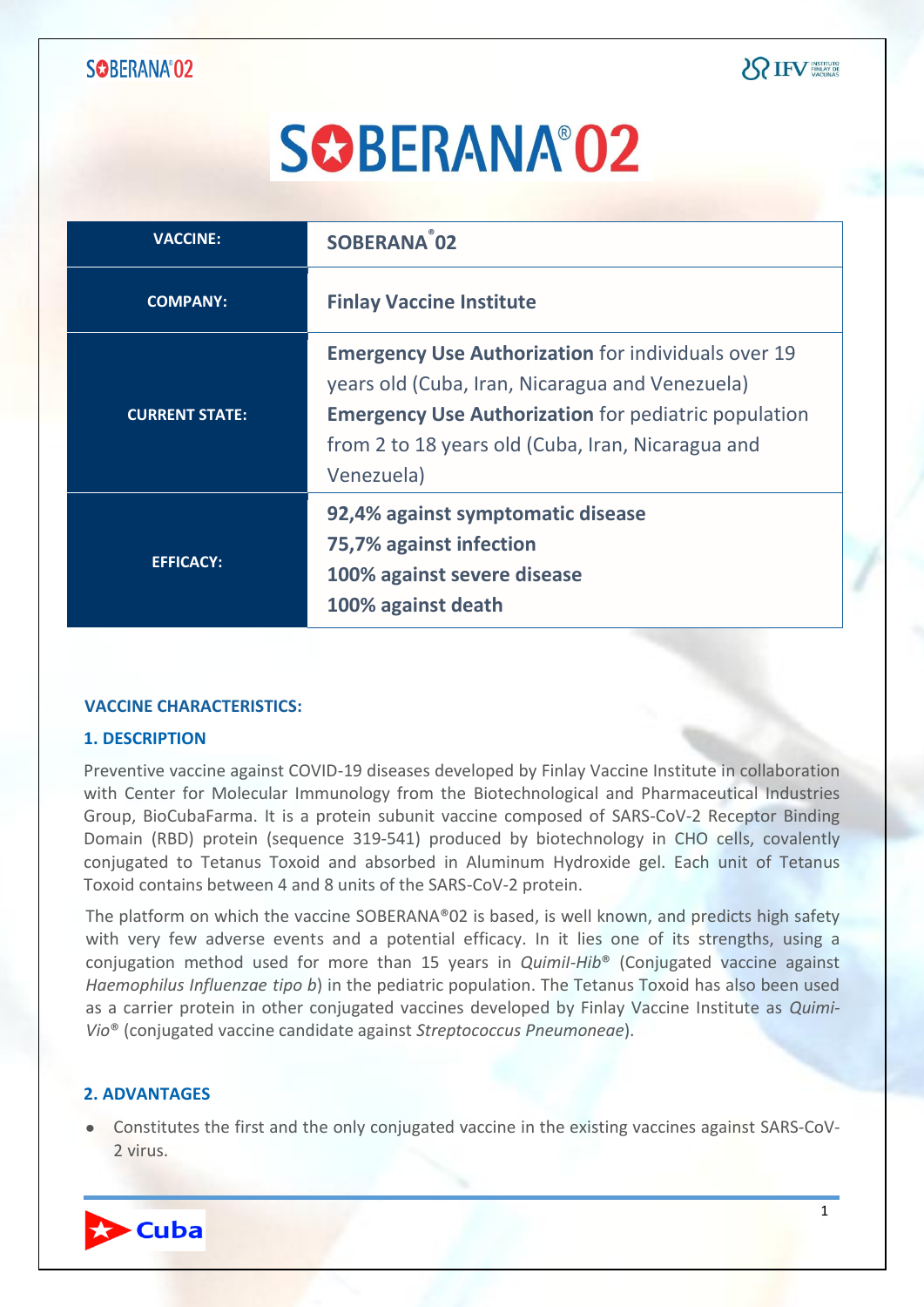# SOBERANA®02

| VACCINE: | SOBERANA®02 |
| --- | --- |
| COMPANY: | **Finlay Vaccine Institute** |
| CURRENT STATE: | **Emergency Use Authorization** for individuals over 19 years old (Cuba, Iran, Nicaragua and Venezuela)<br>**Emergency Use Authorization** for pediatric population from 2 to 18 years old (Cuba, Iran, Nicaragua and Venezuela) |
| EFFICACY: | **92,4% against symptomatic disease**<br>**75,7% against infection**<br>**100% against severe disease**<br>**100% against death** |

## VACCINE CHARACTERISTICS:

### 1. DESCRIPTION

Preventive vaccine against COVID-19 diseases developed by Finlay Vaccine Institute in collaboration with Center for Molecular Immunology from the Biotechnological and Pharmaceutical Industries Group, BioCubaFarma. It is a protein subunit vaccine composed of SARS-CoV-2 Receptor Binding Domain (RBD) protein (sequence 319-541) produced by biotechnology in CHO cells, covalently conjugated to Tetanus Toxoid and absorbed in Aluminum Hydroxide gel. Each unit of Tetanus Toxoid contains between 4 and 8 units of the SARS-CoV-2 protein.

The platform on which the vaccine SOBERANA®02 is based, is well known, and predicts high safety with very few adverse events and a potential efficacy. In it lies one of its strengths, using a conjugation method used for more than 15 years in *Quimil-Hib®* (Conjugated vaccine against *Haemophilus Influenzae tipo b*) in the pediatric population. The Tetanus Toxoid has also been used as a carrier protein in other conjugated vaccines developed by Finlay Vaccine Institute as *Quimi-Vio®* (conjugated vaccine candidate against *Streptococcus Pneumoneae*).

### 2. ADVANTAGES

- Constitutes the first and the only conjugated vaccine in the existing vaccines against SARS-CoV-2 virus.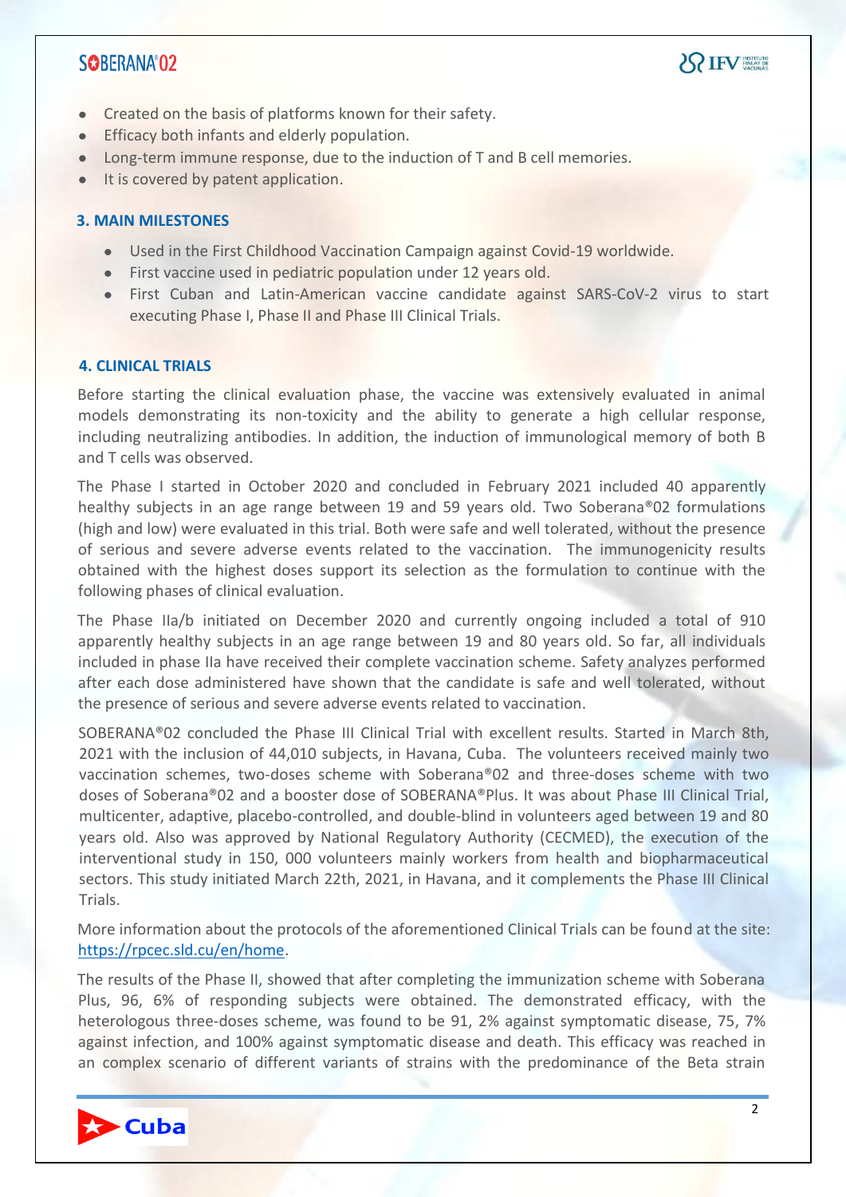- Created on the basis of platforms known for their safety.
- Efficacy both infants and elderly population.
- Long-term immune response, due to the induction of T and B cell memories.
- It is covered by patent application.

### 3. MAIN MILESTONES

- Used in the First Childhood Vaccination Campaign against Covid-19 worldwide.
- First vaccine used in pediatric population under 12 years old.
- First Cuban and Latin-American vaccine candidate against SARS-CoV-2 virus to start executing Phase I, Phase II and Phase III Clinical Trials.

### 4. CLINICAL TRIALS

Before starting the clinical evaluation phase, the vaccine was extensively evaluated in animal models demonstrating its non-toxicity and the ability to generate a high cellular response, including neutralizing antibodies. In addition, the induction of immunological memory of both B and T cells was observed.

The Phase I started in October 2020 and concluded in February 2021 included 40 apparently healthy subjects in an age range between 19 and 59 years old. Two Soberana®02 formulations (high and low) were evaluated in this trial. Both were safe and well tolerated, without the presence of serious and severe adverse events related to the vaccination. The immunogenicity results obtained with the highest doses support its selection as the formulation to continue with the following phases of clinical evaluation.

The Phase IIa/b initiated on December 2020 and currently ongoing included a total of 910 apparently healthy subjects in an age range between 19 and 80 years old. So far, all individuals included in phase IIa have received their complete vaccination scheme. Safety analyzes performed after each dose administered have shown that the candidate is safe and well tolerated, without the presence of serious and severe adverse events related to vaccination.

SOBERANA®02 concluded the Phase III Clinical Trial with excellent results. Started in March 8th, 2021 with the inclusion of 44,010 subjects, in Havana, Cuba. The volunteers received mainly two vaccination schemes, two-doses scheme with Soberana®02 and three-doses scheme with two doses of Soberana®02 and a booster dose of SOBERANA®Plus. It was about Phase III Clinical Trial, multicenter, adaptive, placebo-controlled, and double-blind in volunteers aged between 19 and 80 years old. Also was approved by National Regulatory Authority (CECMED), the execution of the interventional study in 150, 000 volunteers mainly workers from health and biopharmaceutical sectors. This study initiated March 22th, 2021, in Havana, and it complements the Phase III Clinical Trials.

More information about the protocols of the aforementioned Clinical Trials can be found at the site: https://rpcec.sld.cu/en/home.

The results of the Phase II, showed that after completing the immunization scheme with Soberana Plus, 96, 6% of responding subjects were obtained. The demonstrated efficacy, with the heterologous three-doses scheme, was found to be 91, 2% against symptomatic disease, 75, 7% against infection, and 100% against symptomatic disease and death. This efficacy was reached in an complex scenario of different variants of strains with the predominance of the Beta strain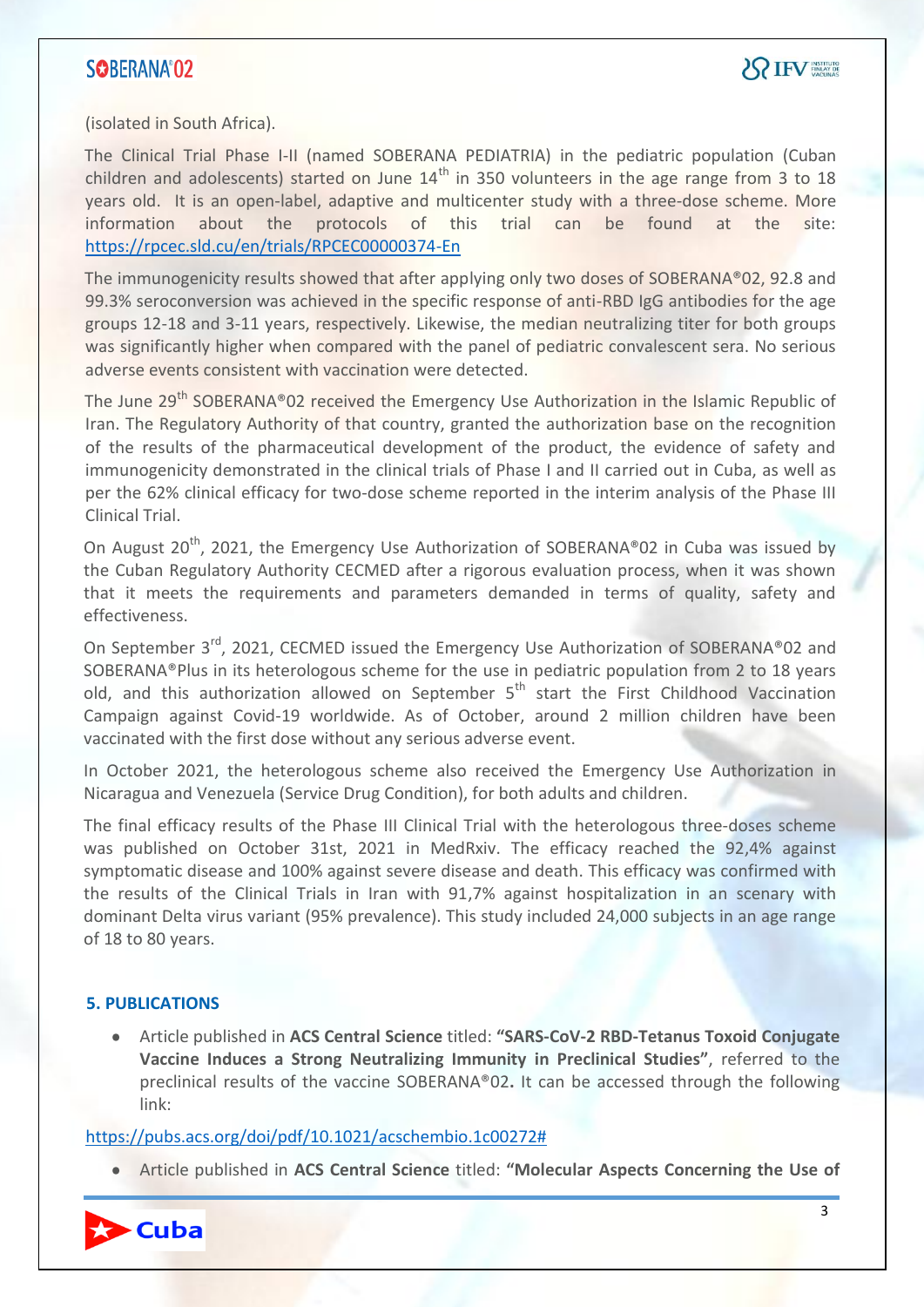(isolated in South Africa).

The Clinical Trial Phase I-II (named SOBERANA PEDIATRIA) in the pediatric population (Cuban children and adolescents) started on June 14th in 350 volunteers in the age range from 3 to 18 years old. It is an open-label, adaptive and multicenter study with a three-dose scheme. More information about the protocols of this trial can be found at the site: https://rpcec.sld.cu/en/trials/RPCEC00000374-En

The immunogenicity results showed that after applying only two doses of SOBERANA®02, 92.8 and 99.3% seroconversion was achieved in the specific response of anti-RBD IgG antibodies for the age groups 12-18 and 3-11 years, respectively. Likewise, the median neutralizing titer for both groups was significantly higher when compared with the panel of pediatric convalescent sera. No serious adverse events consistent with vaccination were detected.

The June 29th SOBERANA®02 received the Emergency Use Authorization in the Islamic Republic of Iran. The Regulatory Authority of that country, granted the authorization base on the recognition of the results of the pharmaceutical development of the product, the evidence of safety and immunogenicity demonstrated in the clinical trials of Phase I and II carried out in Cuba, as well as per the 62% clinical efficacy for two-dose scheme reported in the interim analysis of the Phase III Clinical Trial.

On August 20th, 2021, the Emergency Use Authorization of SOBERANA®02 in Cuba was issued by the Cuban Regulatory Authority CECMED after a rigorous evaluation process, when it was shown that it meets the requirements and parameters demanded in terms of quality, safety and effectiveness.

On September 3rd, 2021, CECMED issued the Emergency Use Authorization of SOBERANA®02 and SOBERANA®Plus in its heterologous scheme for the use in pediatric population from 2 to 18 years old, and this authorization allowed on September 5th start the First Childhood Vaccination Campaign against Covid-19 worldwide. As of October, around 2 million children have been vaccinated with the first dose without any serious adverse event.

In October 2021, the heterologous scheme also received the Emergency Use Authorization in Nicaragua and Venezuela (Service Drug Condition), for both adults and children.

The final efficacy results of the Phase III Clinical Trial with the heterologous three-doses scheme was published on October 31st, 2021 in MedRxiv. The efficacy reached the 92,4% against symptomatic disease and 100% against severe disease and death. This efficacy was confirmed with the results of the Clinical Trials in Iran with 91,7% against hospitalization in an scenary with dominant Delta virus variant (95% prevalence). This study included 24,000 subjects in an age range of 18 to 80 years.

### 5. PUBLICATIONS

- Article published in **ACS Central Science** titled: **"SARS-CoV-2 RBD-Tetanus Toxoid Conjugate Vaccine Induces a Strong Neutralizing Immunity in Preclinical Studies"**, referred to the preclinical results of the vaccine SOBERANA®02**.** It can be accessed through the following link:

https://pubs.acs.org/doi/pdf/10.1021/acschembio.1c00272#

- Article published in **ACS Central Science** titled: **"Molecular Aspects Concerning the Use of**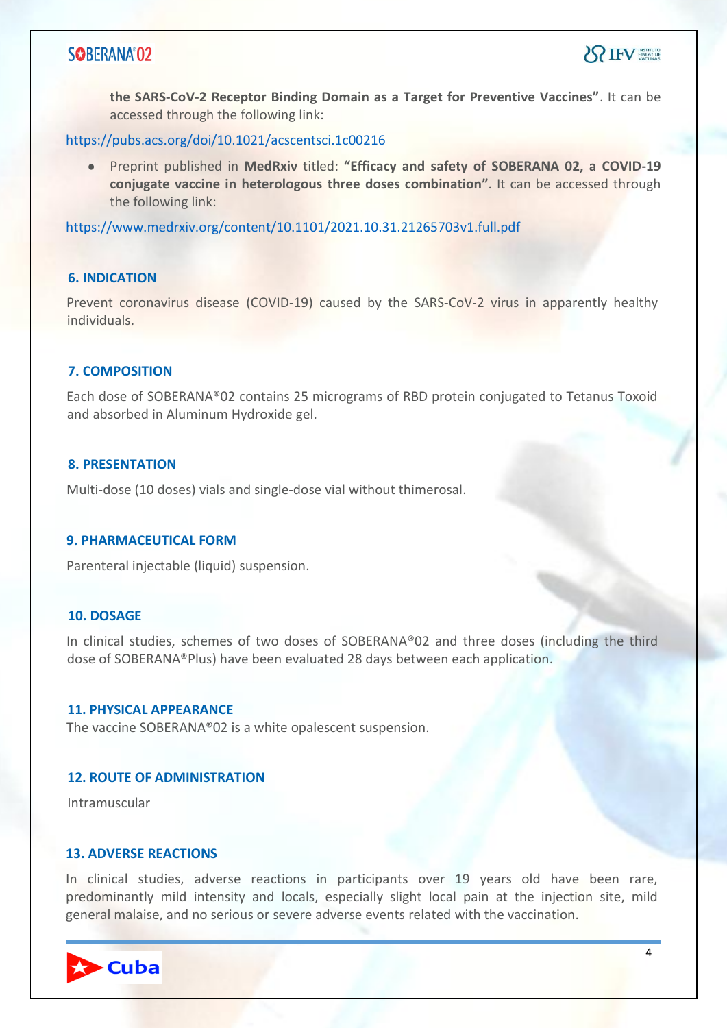**the SARS-CoV-2 Receptor Binding Domain as a Target for Preventive Vaccines"**. It can be accessed through the following link:

https://pubs.acs.org/doi/10.1021/acscentsci.1c00216

- Preprint published in **MedRxiv** titled: **"Efficacy and safety of SOBERANA 02, a COVID-19 conjugate vaccine in heterologous three doses combination"**. It can be accessed through the following link:

https://www.medrxiv.org/content/10.1101/2021.10.31.21265703v1.full.pdf

## 6. INDICATION

Prevent coronavirus disease (COVID-19) caused by the SARS-CoV-2 virus in apparently healthy individuals.

## 7. COMPOSITION

Each dose of SOBERANA®02 contains 25 micrograms of RBD protein conjugated to Tetanus Toxoid and absorbed in Aluminum Hydroxide gel.

## 8. PRESENTATION

Multi-dose (10 doses) vials and single-dose vial without thimerosal.

## 9. PHARMACEUTICAL FORM

Parenteral injectable (liquid) suspension.

## 10. DOSAGE

In clinical studies, schemes of two doses of SOBERANA®02 and three doses (including the third dose of SOBERANA®Plus) have been evaluated 28 days between each application.

## 11. PHYSICAL APPEARANCE

The vaccine SOBERANA®02 is a white opalescent suspension.

## 12. ROUTE OF ADMINISTRATION

Intramuscular

## 13. ADVERSE REACTIONS

In clinical studies, adverse reactions in participants over 19 years old have been rare, predominantly mild intensity and locals, especially slight local pain at the injection site, mild general malaise, and no serious or severe adverse events related with the vaccination.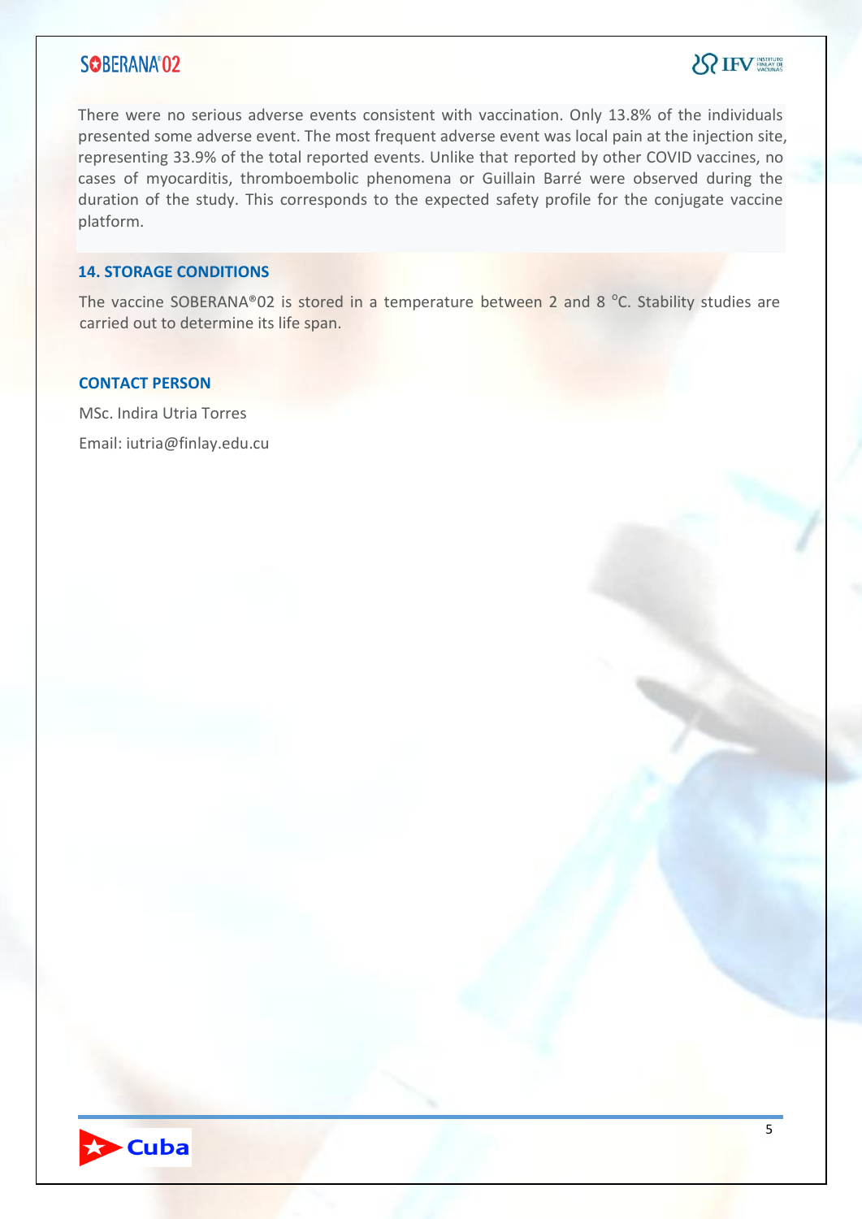There were no serious adverse events consistent with vaccination. Only 13.8% of the individuals presented some adverse event. The most frequent adverse event was local pain at the injection site, representing 33.9% of the total reported events. Unlike that reported by other COVID vaccines, no cases of myocarditis, thromboembolic phenomena or Guillain Barré were observed during the duration of the study. This corresponds to the expected safety profile for the conjugate vaccine platform.

## 14. STORAGE CONDITIONS

The vaccine SOBERANA®02 is stored in a temperature between 2 and 8 °C. Stability studies are carried out to determine its life span.

## CONTACT PERSON

MSc. Indira Utria Torres

Email: iutria@finlay.edu.cu